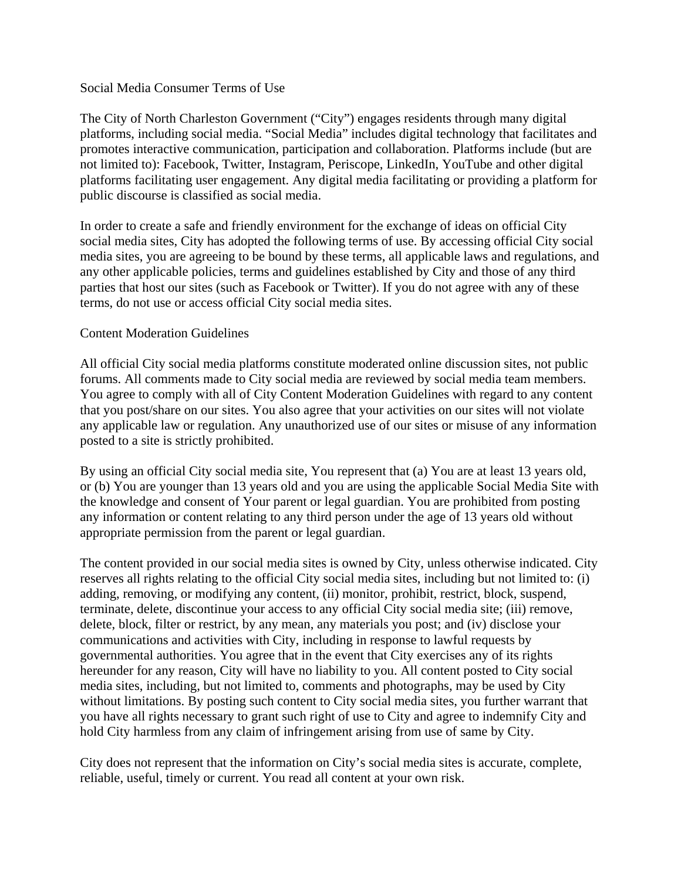# Social Media Consumer Terms of Use

The City of North Charleston Government ("City") engages residents through many digital platforms, including social media. "Social Media" includes digital technology that facilitates and promotes interactive communication, participation and collaboration. Platforms include (but are not limited to): Facebook, Twitter, Instagram, Periscope, LinkedIn, YouTube and other digital platforms facilitating user engagement. Any digital media facilitating or providing a platform for public discourse is classified as social media.

In order to create a safe and friendly environment for the exchange of ideas on official City social media sites, City has adopted the following terms of use. By accessing official City social media sites, you are agreeing to be bound by these terms, all applicable laws and regulations, and any other applicable policies, terms and guidelines established by City and those of any third parties that host our sites (such as Facebook or Twitter). If you do not agree with any of these terms, do not use or access official City social media sites.

## Content Moderation Guidelines

All official City social media platforms constitute moderated online discussion sites, not public forums. All comments made to City social media are reviewed by social media team members. You agree to comply with all of City Content Moderation Guidelines with regard to any content that you post/share on our sites. You also agree that your activities on our sites will not violate any applicable law or regulation. Any unauthorized use of our sites or misuse of any information posted to a site is strictly prohibited.

By using an official City social media site, You represent that (a) You are at least 13 years old, or (b) You are younger than 13 years old and you are using the applicable Social Media Site with the knowledge and consent of Your parent or legal guardian. You are prohibited from posting any information or content relating to any third person under the age of 13 years old without appropriate permission from the parent or legal guardian.

The content provided in our social media sites is owned by City, unless otherwise indicated. City reserves all rights relating to the official City social media sites, including but not limited to: (i) adding, removing, or modifying any content, (ii) monitor, prohibit, restrict, block, suspend, terminate, delete, discontinue your access to any official City social media site; (iii) remove, delete, block, filter or restrict, by any mean, any materials you post; and (iv) disclose your communications and activities with City, including in response to lawful requests by governmental authorities. You agree that in the event that City exercises any of its rights hereunder for any reason, City will have no liability to you. All content posted to City social media sites, including, but not limited to, comments and photographs, may be used by City without limitations. By posting such content to City social media sites, you further warrant that you have all rights necessary to grant such right of use to City and agree to indemnify City and hold City harmless from any claim of infringement arising from use of same by City.

City does not represent that the information on City's social media sites is accurate, complete, reliable, useful, timely or current. You read all content at your own risk.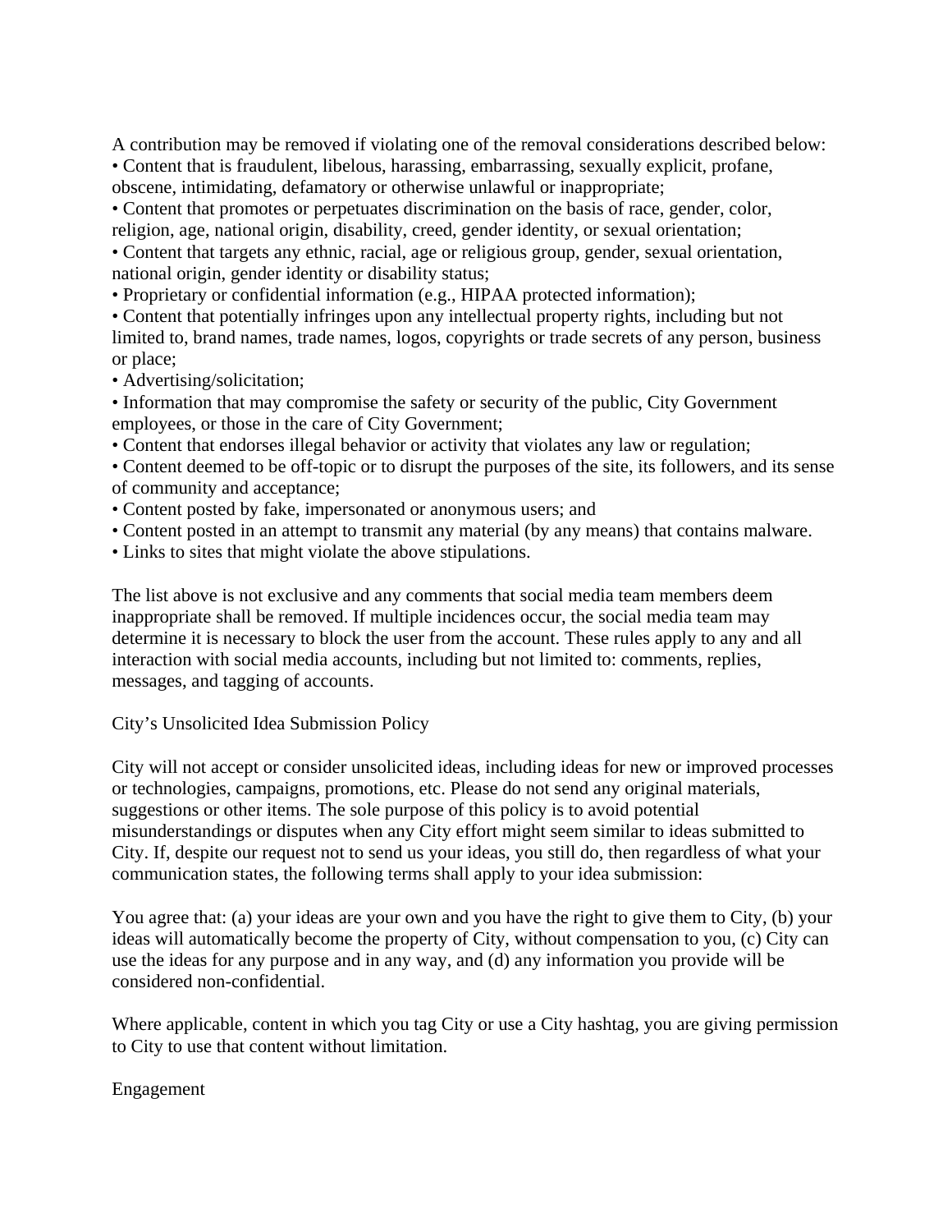A contribution may be removed if violating one of the removal considerations described below:

- Content that is fraudulent, libelous, harassing, embarrassing, sexually explicit, profane, obscene, intimidating, defamatory or otherwise unlawful or inappropriate;
- Content that promotes or perpetuates discrimination on the basis of race, gender, color, religion, age, national origin, disability, creed, gender identity, or sexual orientation;
- Content that targets any ethnic, racial, age or religious group, gender, sexual orientation, national origin, gender identity or disability status;
- Proprietary or confidential information (e.g., HIPAA protected information);
- Content that potentially infringes upon any intellectual property rights, including but not limited to, brand names, trade names, logos, copyrights or trade secrets of any person, business or place;
- Advertising/solicitation;
- Information that may compromise the safety or security of the public, City Government employees, or those in the care of City Government;
- Content that endorses illegal behavior or activity that violates any law or regulation;
- Content deemed to be off-topic or to disrupt the purposes of the site, its followers, and its sense of community and acceptance;
- Content posted by fake, impersonated or anonymous users; and
- Content posted in an attempt to transmit any material (by any means) that contains malware.
- Links to sites that might violate the above stipulations.

The list above is not exclusive and any comments that social media team members deem inappropriate shall be removed. If multiple incidences occur, the social media team may determine it is necessary to block the user from the account. These rules apply to any and all interaction with social media accounts, including but not limited to: comments, replies, messages, and tagging of accounts.

## City's Unsolicited Idea Submission Policy

City will not accept or consider unsolicited ideas, including ideas for new or improved processes or technologies, campaigns, promotions, etc. Please do not send any original materials, suggestions or other items. The sole purpose of this policy is to avoid potential misunderstandings or disputes when any City effort might seem similar to ideas submitted to City. If, despite our request not to send us your ideas, you still do, then regardless of what your communication states, the following terms shall apply to your idea submission:

You agree that: (a) your ideas are your own and you have the right to give them to City, (b) your ideas will automatically become the property of City, without compensation to you, (c) City can use the ideas for any purpose and in any way, and (d) any information you provide will be considered non-confidential.

Where applicable, content in which you tag City or use a City hashtag, you are giving permission to City to use that content without limitation.

## Engagement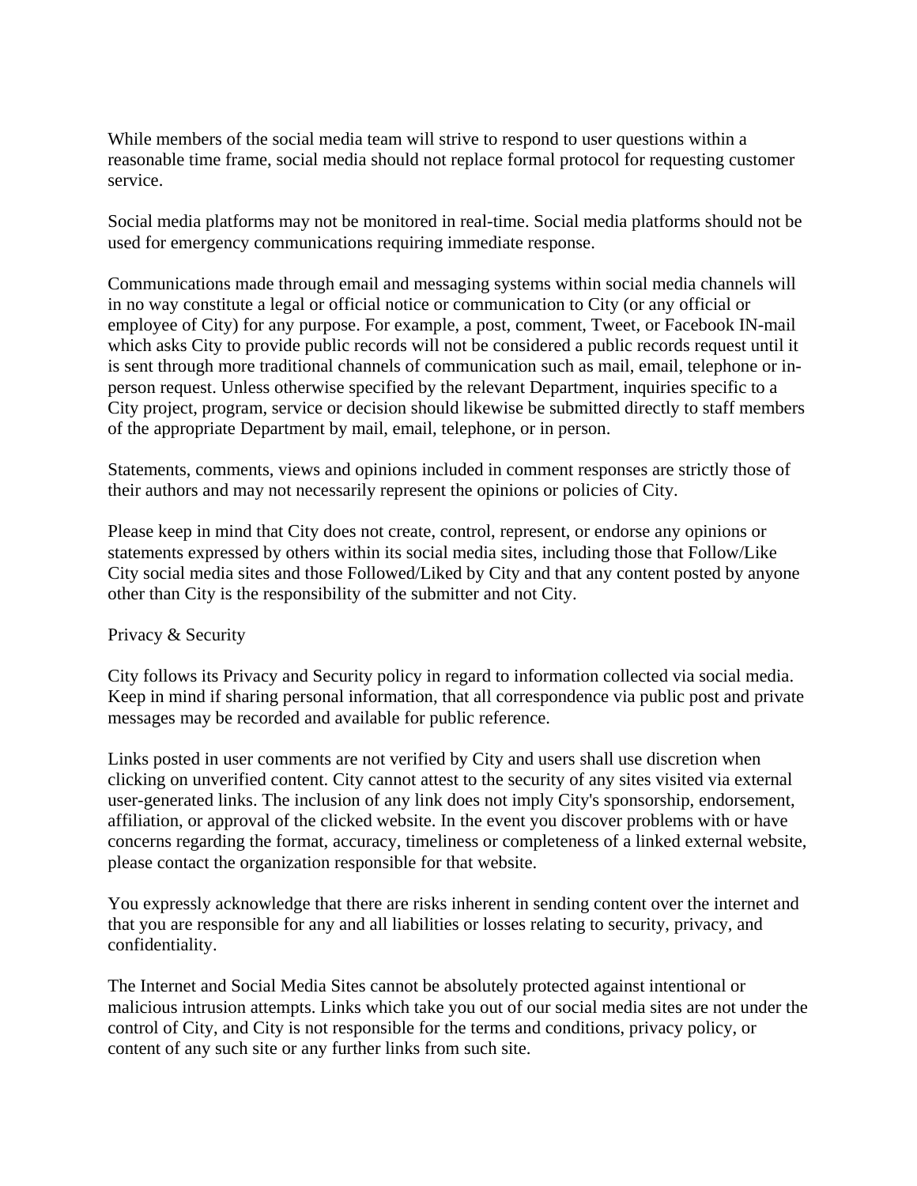While members of the social media team will strive to respond to user questions within a reasonable time frame, social media should not replace formal protocol for requesting customer service.

Social media platforms may not be monitored in real-time. Social media platforms should not be used for emergency communications requiring immediate response.

Communications made through email and messaging systems within social media channels will in no way constitute a legal or official notice or communication to City (or any official or employee of City) for any purpose. For example, a post, comment, Tweet, or Facebook IN-mail which asks City to provide public records will not be considered a public records request until it is sent through more traditional channels of communication such as mail, email, telephone or in-person request. Unless otherwise specified by the relevant Department, inquiries specific to a City project, program, service or decision should likewise be submitted directly to staff members of the appropriate Department by mail, email, telephone, or in person.

Statements, comments, views and opinions included in comment responses are strictly those of their authors and may not necessarily represent the opinions or policies of City.

Please keep in mind that City does not create, control, represent, or endorse any opinions or statements expressed by others within its social media sites, including those that Follow/Like City social media sites and those Followed/Liked by City and that any content posted by anyone other than City is the responsibility of the submitter and not City.

## Privacy & Security

City follows its Privacy and Security policy in regard to information collected via social media. Keep in mind if sharing personal information, that all correspondence via public post and private messages may be recorded and available for public reference.

Links posted in user comments are not verified by City and users shall use discretion when clicking on unverified content. City cannot attest to the security of any sites visited via external user-generated links. The inclusion of any link does not imply City's sponsorship, endorsement, affiliation, or approval of the clicked website. In the event you discover problems with or have concerns regarding the format, accuracy, timeliness or completeness of a linked external website, please contact the organization responsible for that website.

You expressly acknowledge that there are risks inherent in sending content over the internet and that you are responsible for any and all liabilities or losses relating to security, privacy, and confidentiality.

The Internet and Social Media Sites cannot be absolutely protected against intentional or malicious intrusion attempts. Links which take you out of our social media sites are not under the control of City, and City is not responsible for the terms and conditions, privacy policy, or content of any such site or any further links from such site.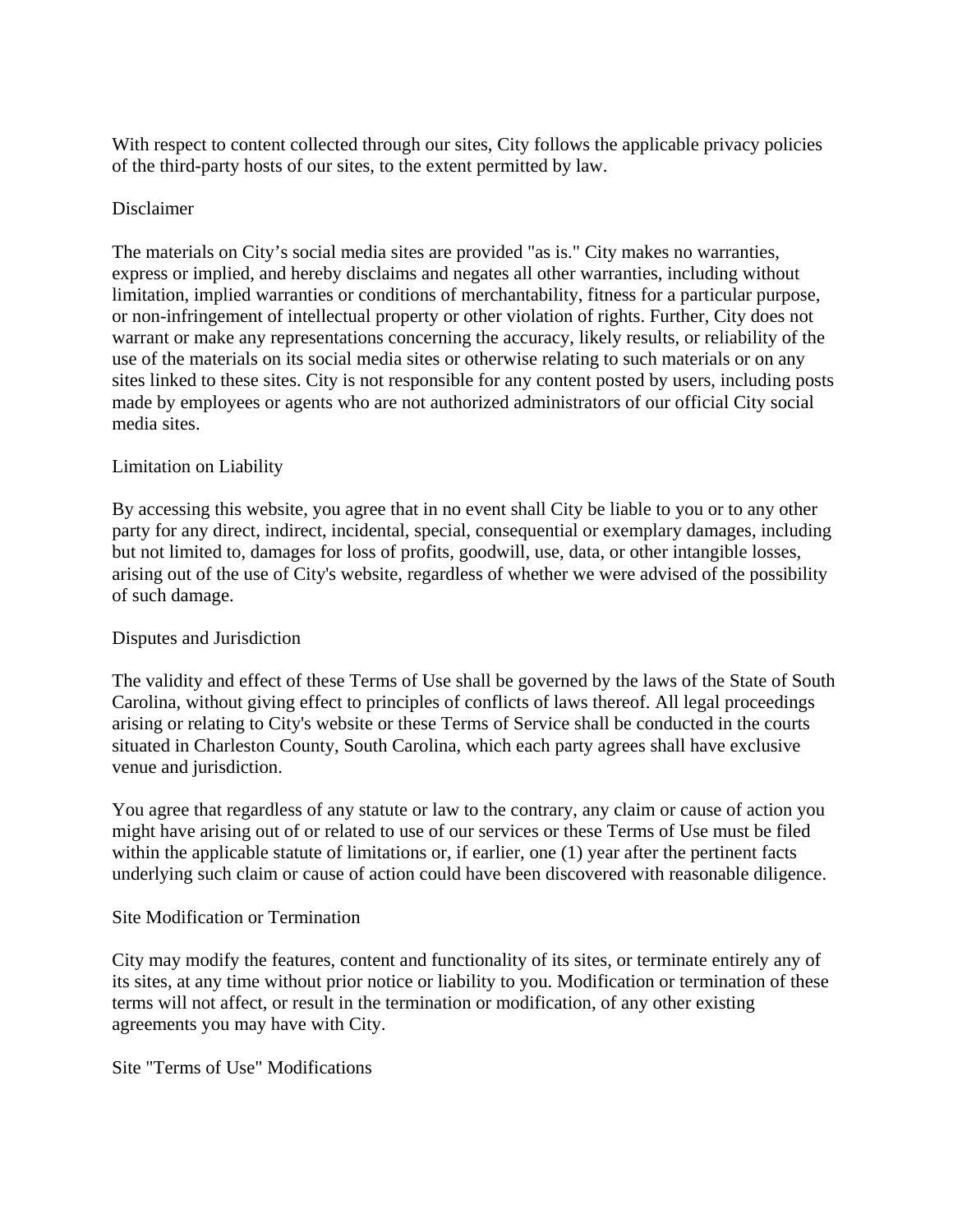With respect to content collected through our sites, City follows the applicable privacy policies of the third-party hosts of our sites, to the extent permitted by law.

## Disclaimer

The materials on City's social media sites are provided "as is." City makes no warranties, express or implied, and hereby disclaims and negates all other warranties, including without limitation, implied warranties or conditions of merchantability, fitness for a particular purpose, or non-infringement of intellectual property or other violation of rights. Further, City does not warrant or make any representations concerning the accuracy, likely results, or reliability of the use of the materials on its social media sites or otherwise relating to such materials or on any sites linked to these sites. City is not responsible for any content posted by users, including posts made by employees or agents who are not authorized administrators of our official City social media sites.

## Limitation on Liability

By accessing this website, you agree that in no event shall City be liable to you or to any other party for any direct, indirect, incidental, special, consequential or exemplary damages, including but not limited to, damages for loss of profits, goodwill, use, data, or other intangible losses, arising out of the use of City's website, regardless of whether we were advised of the possibility of such damage.

## Disputes and Jurisdiction

The validity and effect of these Terms of Use shall be governed by the laws of the State of South Carolina, without giving effect to principles of conflicts of laws thereof. All legal proceedings arising or relating to City's website or these Terms of Service shall be conducted in the courts situated in Charleston County, South Carolina, which each party agrees shall have exclusive venue and jurisdiction.

You agree that regardless of any statute or law to the contrary, any claim or cause of action you might have arising out of or related to use of our services or these Terms of Use must be filed within the applicable statute of limitations or, if earlier, one (1) year after the pertinent facts underlying such claim or cause of action could have been discovered with reasonable diligence.

## Site Modification or Termination

City may modify the features, content and functionality of its sites, or terminate entirely any of its sites, at any time without prior notice or liability to you. Modification or termination of these terms will not affect, or result in the termination or modification, of any other existing agreements you may have with City.

## Site "Terms of Use" Modifications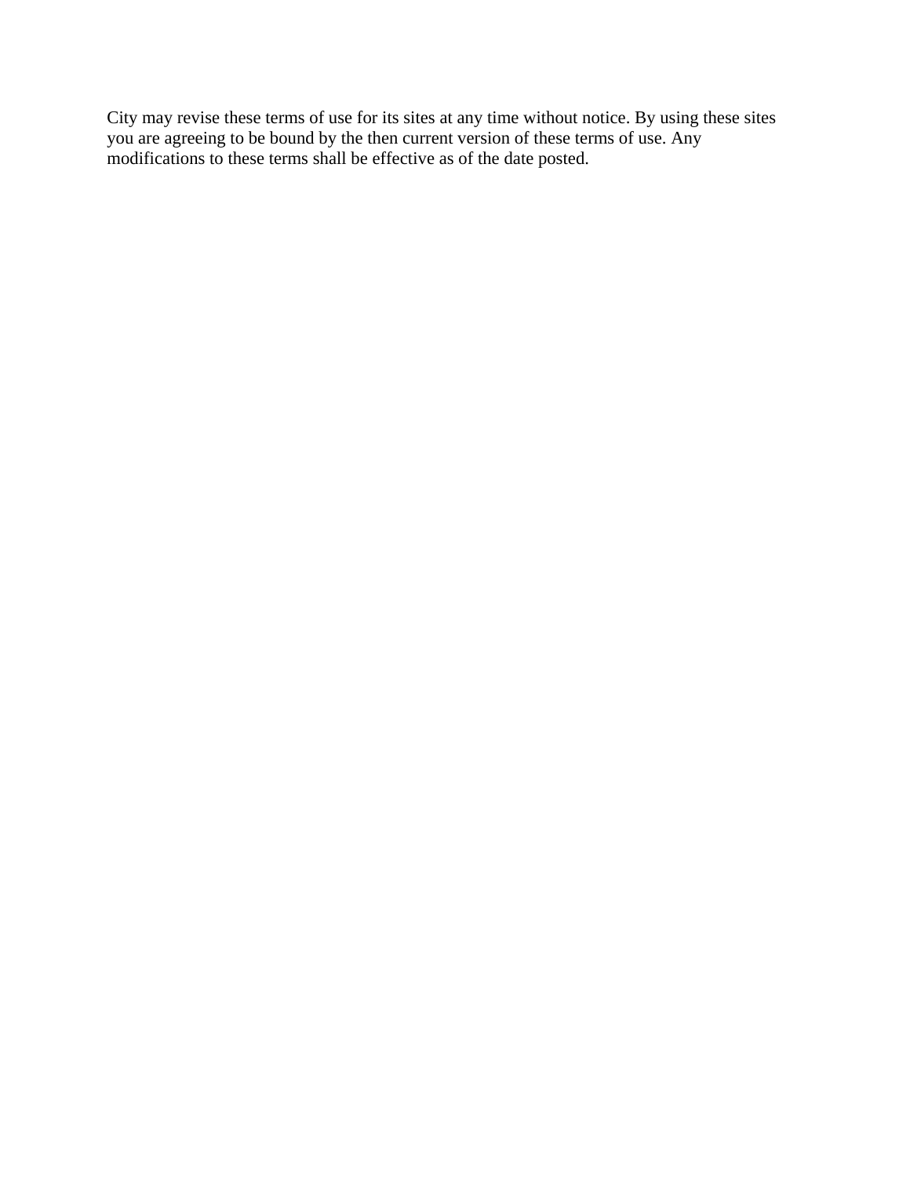City may revise these terms of use for its sites at any time without notice. By using these sites you are agreeing to be bound by the then current version of these terms of use. Any modifications to these terms shall be effective as of the date posted.